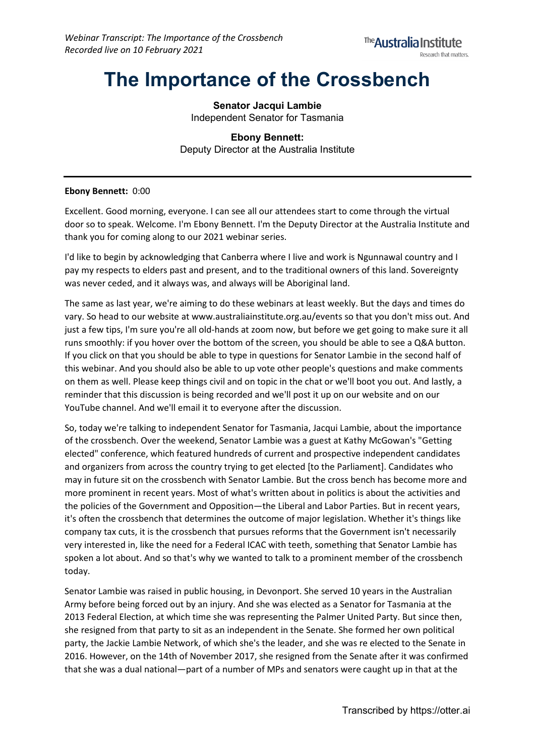# The Importance of the Crossbench

**Senator Jacqui Lambie**
Independent Senator for Tasmania

**Ebony Bennett:**
Deputy Director at the Australia Institute

---

**Ebony Bennett:** 0:00

Excellent. Good morning, everyone. I can see all our attendees start to come through the virtual door so to speak. Welcome. I'm Ebony Bennett. I'm the Deputy Director at the Australia Institute and thank you for coming along to our 2021 webinar series.

I'd like to begin by acknowledging that Canberra where I live and work is Ngunnawal country and I pay my respects to elders past and present, and to the traditional owners of this land. Sovereignty was never ceded, and it always was, and always will be Aboriginal land.

The same as last year, we're aiming to do these webinars at least weekly. But the days and times do vary. So head to our website at www.australiainstitute.org.au/events so that you don't miss out. And just a few tips, I'm sure you're all old-hands at zoom now, but before we get going to make sure it all runs smoothly: if you hover over the bottom of the screen, you should be able to see a Q&A button. If you click on that you should be able to type in questions for Senator Lambie in the second half of this webinar. And you should also be able to up vote other people's questions and make comments on them as well. Please keep things civil and on topic in the chat or we'll boot you out. And lastly, a reminder that this discussion is being recorded and we'll post it up on our website and on our YouTube channel. And we'll email it to everyone after the discussion.

So, today we're talking to independent Senator for Tasmania, Jacqui Lambie, about the importance of the crossbench. Over the weekend, Senator Lambie was a guest at Kathy McGowan's "Getting elected" conference, which featured hundreds of current and prospective independent candidates and organizers from across the country trying to get elected [to the Parliament]. Candidates who may in future sit on the crossbench with Senator Lambie. But the cross bench has become more and more prominent in recent years. Most of what's written about in politics is about the activities and the policies of the Government and Opposition—the Liberal and Labor Parties. But in recent years, it's often the crossbench that determines the outcome of major legislation. Whether it's things like company tax cuts, it is the crossbench that pursues reforms that the Government isn't necessarily very interested in, like the need for a Federal ICAC with teeth, something that Senator Lambie has spoken a lot about. And so that's why we wanted to talk to a prominent member of the crossbench today.

Senator Lambie was raised in public housing, in Devonport. She served 10 years in the Australian Army before being forced out by an injury. And she was elected as a Senator for Tasmania at the 2013 Federal Election, at which time she was representing the Palmer United Party. But since then, she resigned from that party to sit as an independent in the Senate. She formed her own political party, the Jackie Lambie Network, of which she's the leader, and she was re elected to the Senate in 2016. However, on the 14th of November 2017, she resigned from the Senate after it was confirmed that she was a dual national—part of a number of MPs and senators were caught up in that at the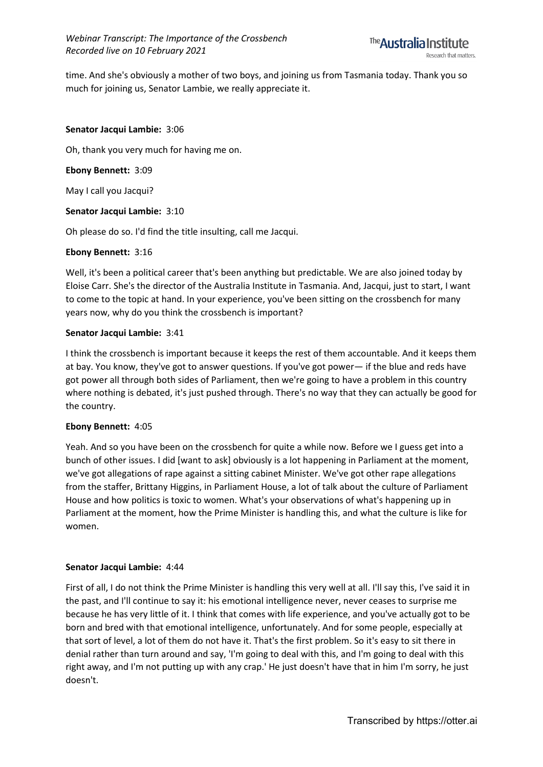time. And she's obviously a mother of two boys, and joining us from Tasmania today. Thank you so much for joining us, Senator Lambie, we really appreciate it.

**Senator Jacqui Lambie:** 3:06

Oh, thank you very much for having me on.

**Ebony Bennett:** 3:09

May I call you Jacqui?

**Senator Jacqui Lambie:** 3:10

Oh please do so. I'd find the title insulting, call me Jacqui.

**Ebony Bennett:** 3:16

Well, it's been a political career that's been anything but predictable. We are also joined today by Eloise Carr. She's the director of the Australia Institute in Tasmania. And, Jacqui, just to start, I want to come to the topic at hand. In your experience, you've been sitting on the crossbench for many years now, why do you think the crossbench is important?

**Senator Jacqui Lambie:** 3:41

I think the crossbench is important because it keeps the rest of them accountable. And it keeps them at bay. You know, they've got to answer questions. If you've got power— if the blue and reds have got power all through both sides of Parliament, then we're going to have a problem in this country where nothing is debated, it's just pushed through. There's no way that they can actually be good for the country.

**Ebony Bennett:** 4:05

Yeah. And so you have been on the crossbench for quite a while now. Before we I guess get into a bunch of other issues. I did [want to ask] obviously is a lot happening in Parliament at the moment, we've got allegations of rape against a sitting cabinet Minister. We've got other rape allegations from the staffer, Brittany Higgins, in Parliament House, a lot of talk about the culture of Parliament House and how politics is toxic to women. What's your observations of what's happening up in Parliament at the moment, how the Prime Minister is handling this, and what the culture is like for women.

**Senator Jacqui Lambie:** 4:44

First of all, I do not think the Prime Minister is handling this very well at all. I'll say this, I've said it in the past, and I'll continue to say it: his emotional intelligence never, never ceases to surprise me because he has very little of it. I think that comes with life experience, and you've actually got to be born and bred with that emotional intelligence, unfortunately. And for some people, especially at that sort of level, a lot of them do not have it. That's the first problem. So it's easy to sit there in denial rather than turn around and say, 'I'm going to deal with this, and I'm going to deal with this right away, and I'm not putting up with any crap.' He just doesn't have that in him I'm sorry, he just doesn't.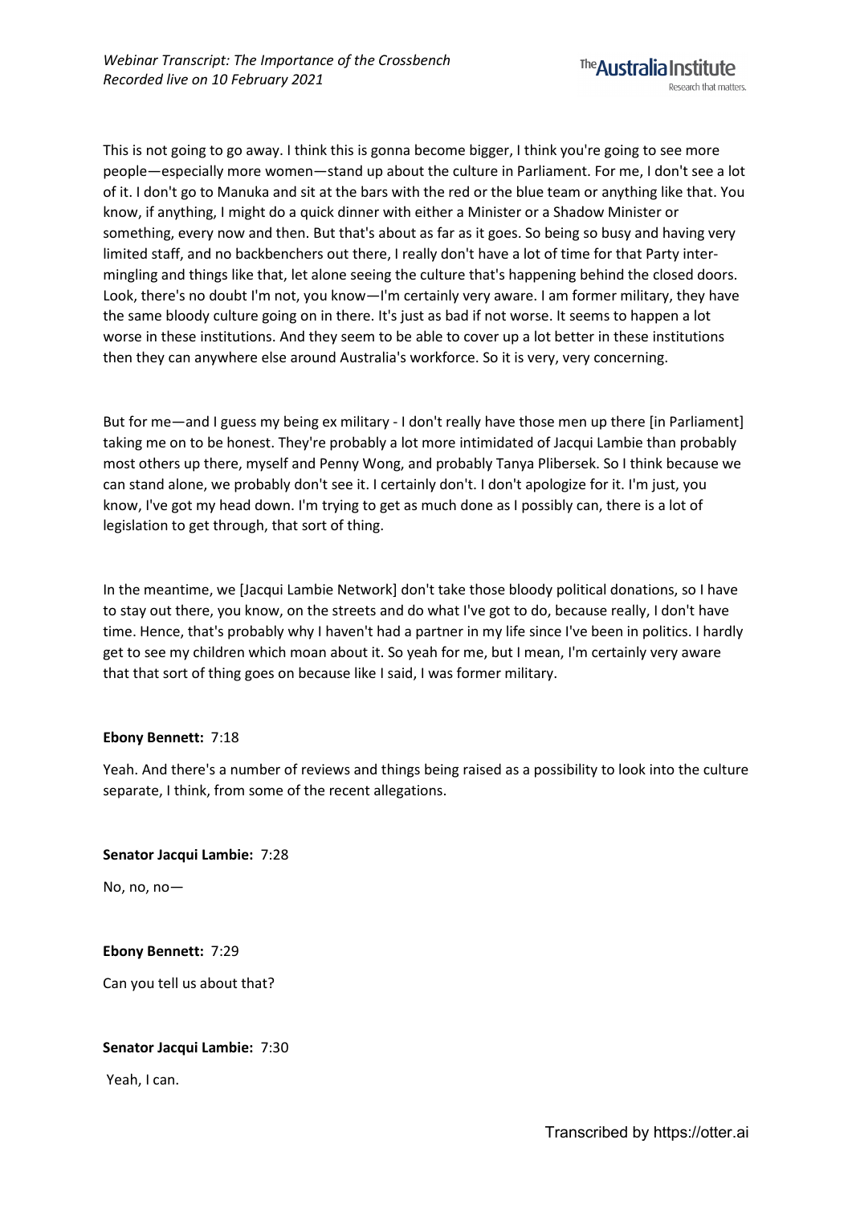This is not going to go away. I think this is gonna become bigger, I think you're going to see more people—especially more women—stand up about the culture in Parliament. For me, I don't see a lot of it. I don't go to Manuka and sit at the bars with the red or the blue team or anything like that. You know, if anything, I might do a quick dinner with either a Minister or a Shadow Minister or something, every now and then. But that's about as far as it goes. So being so busy and having very limited staff, and no backbenchers out there, I really don't have a lot of time for that Party inter-mingling and things like that, let alone seeing the culture that's happening behind the closed doors. Look, there's no doubt I'm not, you know—I'm certainly very aware. I am former military, they have the same bloody culture going on in there. It's just as bad if not worse. It seems to happen a lot worse in these institutions. And they seem to be able to cover up a lot better in these institutions then they can anywhere else around Australia's workforce. So it is very, very concerning.

But for me—and I guess my being ex military - I don't really have those men up there [in Parliament] taking me on to be honest. They're probably a lot more intimidated of Jacqui Lambie than probably most others up there, myself and Penny Wong, and probably Tanya Plibersek. So I think because we can stand alone, we probably don't see it. I certainly don't. I don't apologize for it. I'm just, you know, I've got my head down. I'm trying to get as much done as I possibly can, there is a lot of legislation to get through, that sort of thing.

In the meantime, we [Jacqui Lambie Network] don't take those bloody political donations, so I have to stay out there, you know, on the streets and do what I've got to do, because really, I don't have time. Hence, that's probably why I haven't had a partner in my life since I've been in politics. I hardly get to see my children which moan about it. So yeah for me, but I mean, I'm certainly very aware that that sort of thing goes on because like I said, I was former military.

**Ebony Bennett:** 7:18

Yeah. And there's a number of reviews and things being raised as a possibility to look into the culture separate, I think, from some of the recent allegations.

**Senator Jacqui Lambie:** 7:28

No, no, no—

**Ebony Bennett:** 7:29

Can you tell us about that?

**Senator Jacqui Lambie:** 7:30

Yeah, I can.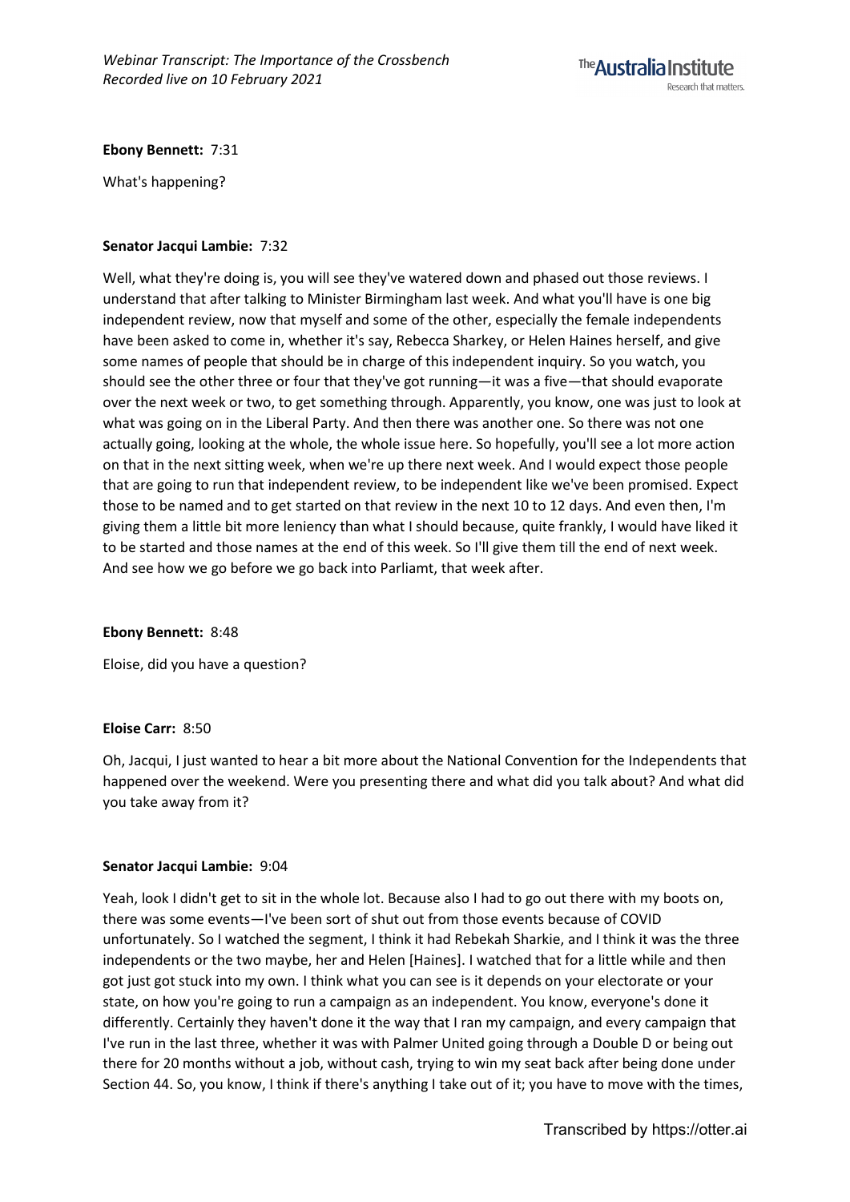**Ebony Bennett:** 7:31

What's happening?

**Senator Jacqui Lambie:** 7:32

Well, what they're doing is, you will see they've watered down and phased out those reviews. I understand that after talking to Minister Birmingham last week. And what you'll have is one big independent review, now that myself and some of the other, especially the female independents have been asked to come in, whether it's say, Rebecca Sharkey, or Helen Haines herself, and give some names of people that should be in charge of this independent inquiry. So you watch, you should see the other three or four that they've got running—it was a five—that should evaporate over the next week or two, to get something through. Apparently, you know, one was just to look at what was going on in the Liberal Party. And then there was another one. So there was not one actually going, looking at the whole, the whole issue here. So hopefully, you'll see a lot more action on that in the next sitting week, when we're up there next week. And I would expect those people that are going to run that independent review, to be independent like we've been promised. Expect those to be named and to get started on that review in the next 10 to 12 days. And even then, I'm giving them a little bit more leniency than what I should because, quite frankly, I would have liked it to be started and those names at the end of this week. So I'll give them till the end of next week. And see how we go before we go back into Parliamt, that week after.

**Ebony Bennett:** 8:48

Eloise, did you have a question?

**Eloise Carr:** 8:50

Oh, Jacqui, I just wanted to hear a bit more about the National Convention for the Independents that happened over the weekend. Were you presenting there and what did you talk about? And what did you take away from it?

**Senator Jacqui Lambie:** 9:04

Yeah, look I didn't get to sit in the whole lot. Because also I had to go out there with my boots on, there was some events—I've been sort of shut out from those events because of COVID unfortunately. So I watched the segment, I think it had Rebekah Sharkie, and I think it was the three independents or the two maybe, her and Helen [Haines]. I watched that for a little while and then got just got stuck into my own. I think what you can see is it depends on your electorate or your state, on how you're going to run a campaign as an independent. You know, everyone's done it differently. Certainly they haven't done it the way that I ran my campaign, and every campaign that I've run in the last three, whether it was with Palmer United going through a Double D or being out there for 20 months without a job, without cash, trying to win my seat back after being done under Section 44. So, you know, I think if there's anything I take out of it; you have to move with the times,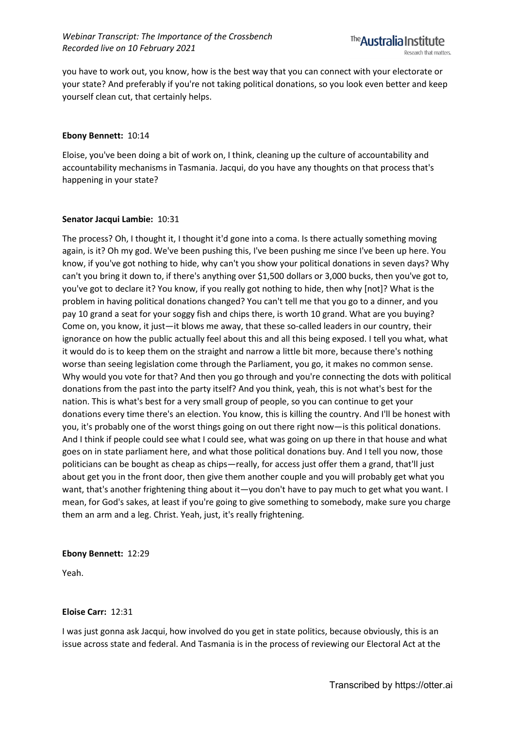you have to work out, you know, how is the best way that you can connect with your electorate or your state? And preferably if you're not taking political donations, so you look even better and keep yourself clean cut, that certainly helps.

**Ebony Bennett:** 10:14

Eloise, you've been doing a bit of work on, I think, cleaning up the culture of accountability and accountability mechanisms in Tasmania. Jacqui, do you have any thoughts on that process that's happening in your state?

**Senator Jacqui Lambie:** 10:31

The process? Oh, I thought it, I thought it'd gone into a coma. Is there actually something moving again, is it? Oh my god. We've been pushing this, I've been pushing me since I've been up here. You know, if you've got nothing to hide, why can't you show your political donations in seven days? Why can't you bring it down to, if there's anything over $1,500 dollars or 3,000 bucks, then you've got to, you've got to declare it? You know, if you really got nothing to hide, then why [not]? What is the problem in having political donations changed? You can't tell me that you go to a dinner, and you pay 10 grand a seat for your soggy fish and chips there, is worth 10 grand. What are you buying? Come on, you know, it just—it blows me away, that these so-called leaders in our country, their ignorance on how the public actually feel about this and all this being exposed. I tell you what, what it would do is to keep them on the straight and narrow a little bit more, because there's nothing worse than seeing legislation come through the Parliament, you go, it makes no common sense. Why would you vote for that? And then you go through and you're connecting the dots with political donations from the past into the party itself? And you think, yeah, this is not what's best for the nation. This is what's best for a very small group of people, so you can continue to get your donations every time there's an election. You know, this is killing the country. And I'll be honest with you, it's probably one of the worst things going on out there right now—is this political donations. And I think if people could see what I could see, what was going on up there in that house and what goes on in state parliament here, and what those political donations buy. And I tell you now, those politicians can be bought as cheap as chips—really, for access just offer them a grand, that'll just about get you in the front door, then give them another couple and you will probably get what you want, that's another frightening thing about it—you don't have to pay much to get what you want. I mean, for God's sakes, at least if you're going to give something to somebody, make sure you charge them an arm and a leg. Christ. Yeah, just, it's really frightening.

**Ebony Bennett:** 12:29

Yeah.

**Eloise Carr:** 12:31

I was just gonna ask Jacqui, how involved do you get in state politics, because obviously, this is an issue across state and federal. And Tasmania is in the process of reviewing our Electoral Act at the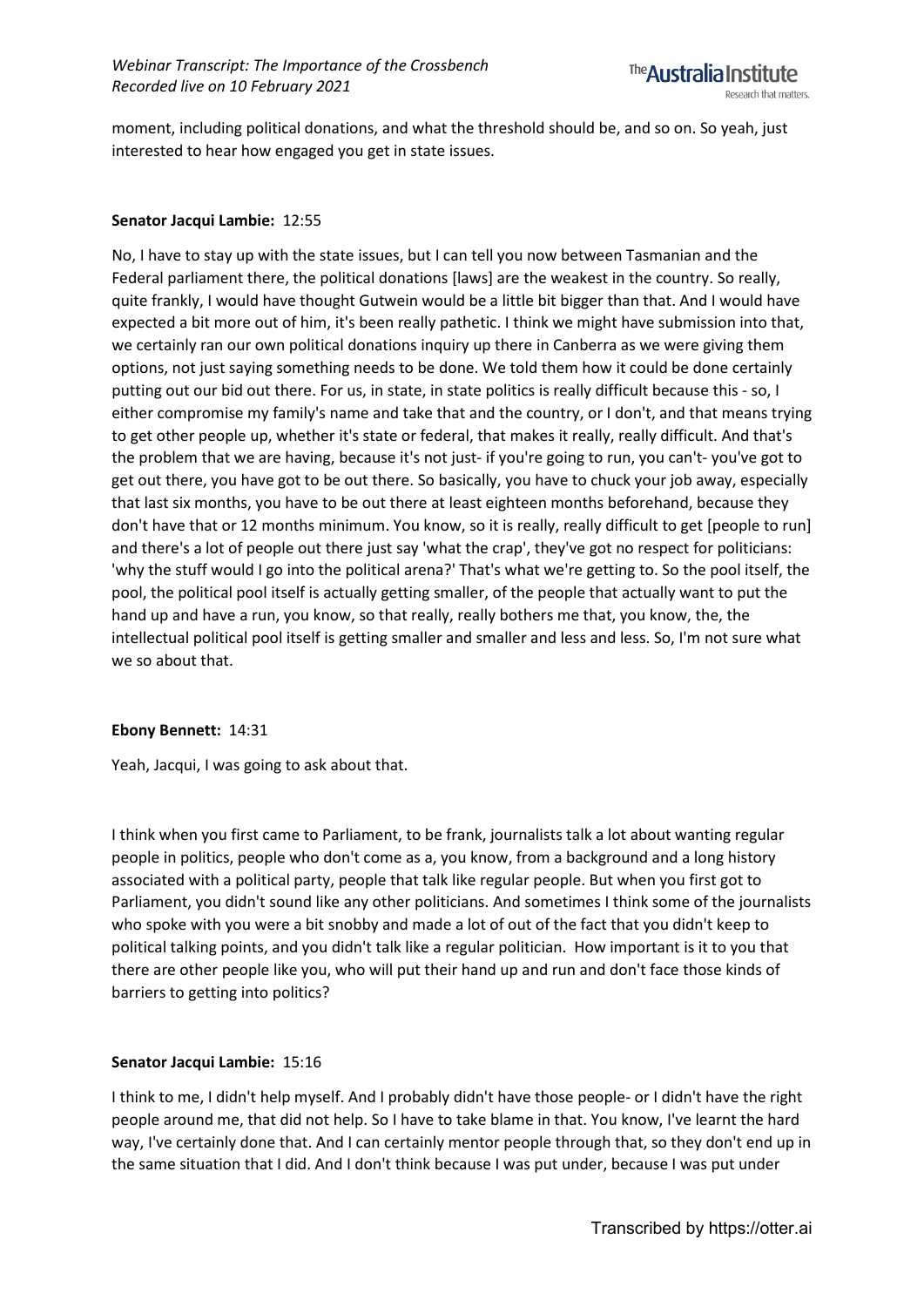moment, including political donations, and what the threshold should be, and so on. So yeah, just interested to hear how engaged you get in state issues.

**Senator Jacqui Lambie:** 12:55

No, I have to stay up with the state issues, but I can tell you now between Tasmanian and the Federal parliament there, the political donations [laws] are the weakest in the country. So really, quite frankly, I would have thought Gutwein would be a little bit bigger than that. And I would have expected a bit more out of him, it's been really pathetic. I think we might have submission into that, we certainly ran our own political donations inquiry up there in Canberra as we were giving them options, not just saying something needs to be done. We told them how it could be done certainly putting out our bid out there. For us, in state, in state politics is really difficult because this - so, I either compromise my family's name and take that and the country, or I don't, and that means trying to get other people up, whether it's state or federal, that makes it really, really difficult. And that's the problem that we are having, because it's not just- if you're going to run, you can't- you've got to get out there, you have got to be out there. So basically, you have to chuck your job away, especially that last six months, you have to be out there at least eighteen months beforehand, because they don't have that or 12 months minimum. You know, so it is really, really difficult to get [people to run] and there's a lot of people out there just say 'what the crap', they've got no respect for politicians: 'why the stuff would I go into the political arena?' That's what we're getting to. So the pool itself, the pool, the political pool itself is actually getting smaller, of the people that actually want to put the hand up and have a run, you know, so that really, really bothers me that, you know, the, the intellectual political pool itself is getting smaller and smaller and less and less. So, I'm not sure what we so about that.

**Ebony Bennett:** 14:31

Yeah, Jacqui, I was going to ask about that.

I think when you first came to Parliament, to be frank, journalists talk a lot about wanting regular people in politics, people who don't come as a, you know, from a background and a long history associated with a political party, people that talk like regular people. But when you first got to Parliament, you didn't sound like any other politicians. And sometimes I think some of the journalists who spoke with you were a bit snobby and made a lot of out of the fact that you didn't keep to political talking points, and you didn't talk like a regular politician. How important is it to you that there are other people like you, who will put their hand up and run and don't face those kinds of barriers to getting into politics?

**Senator Jacqui Lambie:** 15:16

I think to me, I didn't help myself. And I probably didn't have those people- or I didn't have the right people around me, that did not help. So I have to take blame in that. You know, I've learnt the hard way, I've certainly done that. And I can certainly mentor people through that, so they don't end up in the same situation that I did. And I don't think because I was put under, because I was put under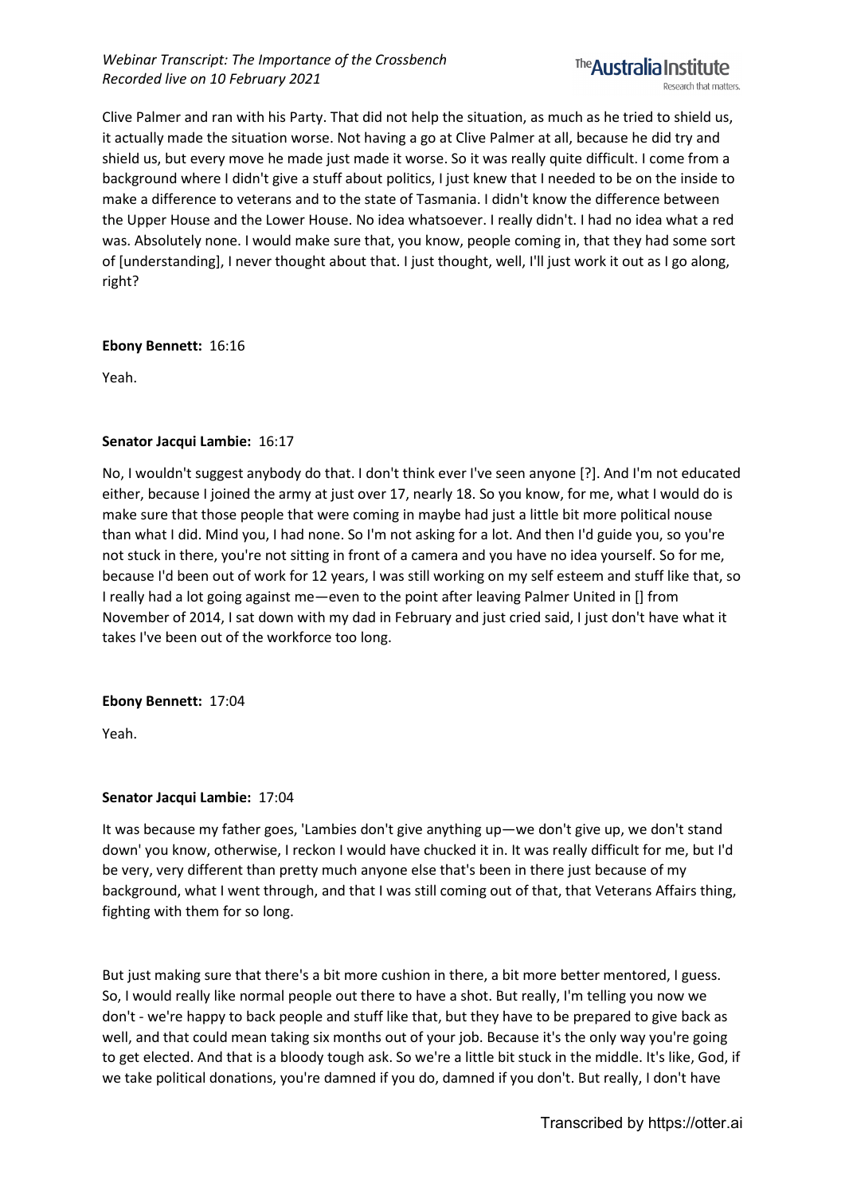Clive Palmer and ran with his Party. That did not help the situation, as much as he tried to shield us, it actually made the situation worse. Not having a go at Clive Palmer at all, because he did try and shield us, but every move he made just made it worse. So it was really quite difficult. I come from a background where I didn't give a stuff about politics, I just knew that I needed to be on the inside to make a difference to veterans and to the state of Tasmania. I didn't know the difference between the Upper House and the Lower House. No idea whatsoever. I really didn't. I had no idea what a red was. Absolutely none. I would make sure that, you know, people coming in, that they had some sort of [understanding], I never thought about that. I just thought, well, I'll just work it out as I go along, right?

**Ebony Bennett:** 16:16

Yeah.

**Senator Jacqui Lambie:** 16:17

No, I wouldn't suggest anybody do that. I don't think ever I've seen anyone [?]. And I'm not educated either, because I joined the army at just over 17, nearly 18. So you know, for me, what I would do is make sure that those people that were coming in maybe had just a little bit more political nouse than what I did. Mind you, I had none. So I'm not asking for a lot. And then I'd guide you, so you're not stuck in there, you're not sitting in front of a camera and you have no idea yourself. So for me, because I'd been out of work for 12 years, I was still working on my self esteem and stuff like that, so I really had a lot going against me—even to the point after leaving Palmer United in [] from November of 2014, I sat down with my dad in February and just cried said, I just don't have what it takes I've been out of the workforce too long.

**Ebony Bennett:** 17:04

Yeah.

**Senator Jacqui Lambie:** 17:04

It was because my father goes, 'Lambies don't give anything up—we don't give up, we don't stand down' you know, otherwise, I reckon I would have chucked it in. It was really difficult for me, but I'd be very, very different than pretty much anyone else that's been in there just because of my background, what I went through, and that I was still coming out of that, that Veterans Affairs thing, fighting with them for so long.

But just making sure that there's a bit more cushion in there, a bit more better mentored, I guess. So, I would really like normal people out there to have a shot. But really, I'm telling you now we don't - we're happy to back people and stuff like that, but they have to be prepared to give back as well, and that could mean taking six months out of your job. Because it's the only way you're going to get elected. And that is a bloody tough ask. So we're a little bit stuck in the middle. It's like, God, if we take political donations, you're damned if you do, damned if you don't. But really, I don't have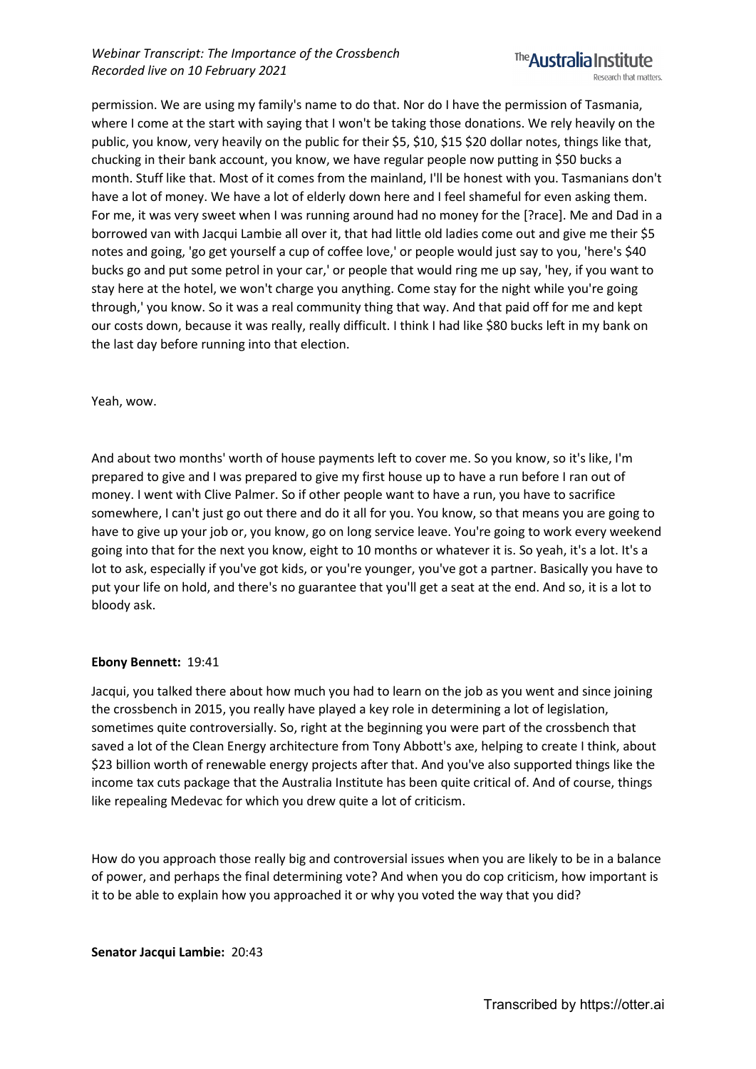permission. We are using my family's name to do that. Nor do I have the permission of Tasmania, where I come at the start with saying that I won't be taking those donations. We rely heavily on the public, you know, very heavily on the public for their $5, $10, $15 $20 dollar notes, things like that, chucking in their bank account, you know, we have regular people now putting in $50 bucks a month. Stuff like that. Most of it comes from the mainland, I'll be honest with you. Tasmanians don't have a lot of money. We have a lot of elderly down here and I feel shameful for even asking them. For me, it was very sweet when I was running around had no money for the [?race]. Me and Dad in a borrowed van with Jacqui Lambie all over it, that had little old ladies come out and give me their $5 notes and going, 'go get yourself a cup of coffee love,' or people would just say to you, 'here's $40 bucks go and put some petrol in your car,' or people that would ring me up say, 'hey, if you want to stay here at the hotel, we won't charge you anything. Come stay for the night while you're going through,' you know. So it was a real community thing that way. And that paid off for me and kept our costs down, because it was really, really difficult. I think I had like $80 bucks left in my bank on the last day before running into that election.

Yeah, wow.

And about two months' worth of house payments left to cover me. So you know, so it's like, I'm prepared to give and I was prepared to give my first house up to have a run before I ran out of money. I went with Clive Palmer. So if other people want to have a run, you have to sacrifice somewhere, I can't just go out there and do it all for you. You know, so that means you are going to have to give up your job or, you know, go on long service leave. You're going to work every weekend going into that for the next you know, eight to 10 months or whatever it is. So yeah, it's a lot. It's a lot to ask, especially if you've got kids, or you're younger, you've got a partner. Basically you have to put your life on hold, and there's no guarantee that you'll get a seat at the end. And so, it is a lot to bloody ask.

**Ebony Bennett:** 19:41

Jacqui, you talked there about how much you had to learn on the job as you went and since joining the crossbench in 2015, you really have played a key role in determining a lot of legislation, sometimes quite controversially. So, right at the beginning you were part of the crossbench that saved a lot of the Clean Energy architecture from Tony Abbott's axe, helping to create I think, about $23 billion worth of renewable energy projects after that. And you've also supported things like the income tax cuts package that the Australia Institute has been quite critical of. And of course, things like repealing Medevac for which you drew quite a lot of criticism.

How do you approach those really big and controversial issues when you are likely to be in a balance of power, and perhaps the final determining vote? And when you do cop criticism, how important is it to be able to explain how you approached it or why you voted the way that you did?

**Senator Jacqui Lambie:** 20:43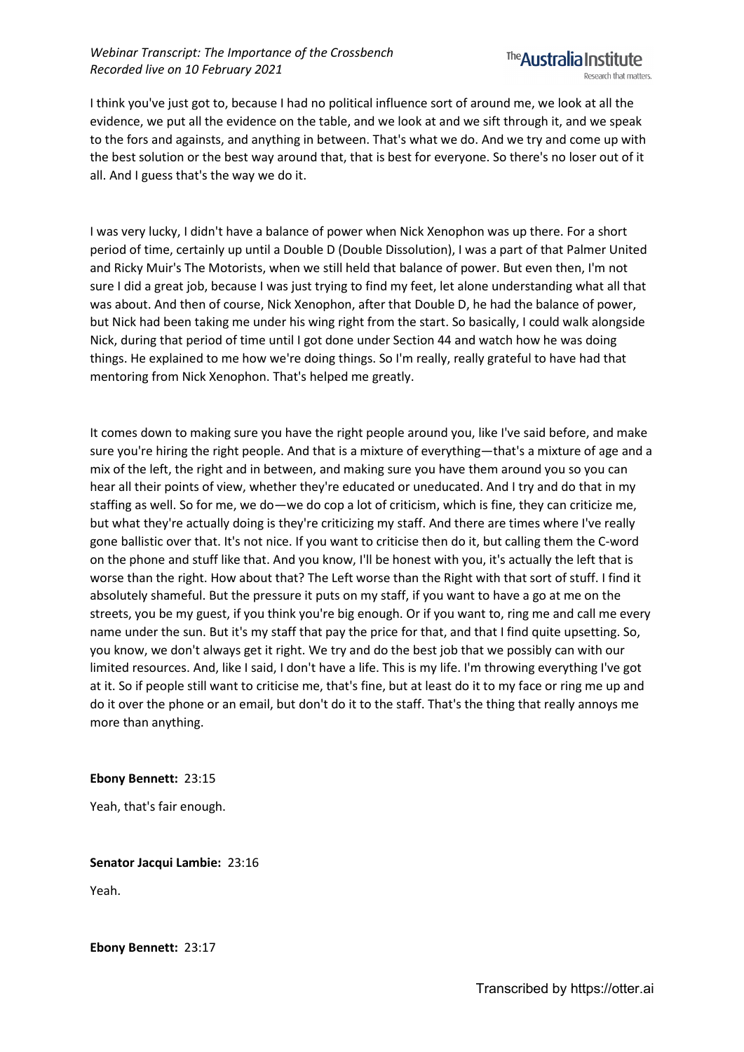I think you've just got to, because I had no political influence sort of around me, we look at all the evidence, we put all the evidence on the table, and we look at and we sift through it, and we speak to the fors and againsts, and anything in between. That's what we do. And we try and come up with the best solution or the best way around that, that is best for everyone. So there's no loser out of it all. And I guess that's the way we do it.

I was very lucky, I didn't have a balance of power when Nick Xenophon was up there. For a short period of time, certainly up until a Double D (Double Dissolution), I was a part of that Palmer United and Ricky Muir's The Motorists, when we still held that balance of power. But even then, I'm not sure I did a great job, because I was just trying to find my feet, let alone understanding what all that was about. And then of course, Nick Xenophon, after that Double D, he had the balance of power, but Nick had been taking me under his wing right from the start. So basically, I could walk alongside Nick, during that period of time until I got done under Section 44 and watch how he was doing things. He explained to me how we're doing things. So I'm really, really grateful to have had that mentoring from Nick Xenophon. That's helped me greatly.

It comes down to making sure you have the right people around you, like I've said before, and make sure you're hiring the right people. And that is a mixture of everything—that's a mixture of age and a mix of the left, the right and in between, and making sure you have them around you so you can hear all their points of view, whether they're educated or uneducated. And I try and do that in my staffing as well. So for me, we do—we do cop a lot of criticism, which is fine, they can criticize me, but what they're actually doing is they're criticizing my staff. And there are times where I've really gone ballistic over that. It's not nice. If you want to criticise then do it, but calling them the C-word on the phone and stuff like that. And you know, I'll be honest with you, it's actually the left that is worse than the right. How about that? The Left worse than the Right with that sort of stuff. I find it absolutely shameful. But the pressure it puts on my staff, if you want to have a go at me on the streets, you be my guest, if you think you're big enough. Or if you want to, ring me and call me every name under the sun. But it's my staff that pay the price for that, and that I find quite upsetting. So, you know, we don't always get it right. We try and do the best job that we possibly can with our limited resources. And, like I said, I don't have a life. This is my life. I'm throwing everything I've got at it. So if people still want to criticise me, that's fine, but at least do it to my face or ring me up and do it over the phone or an email, but don't do it to the staff. That's the thing that really annoys me more than anything.

**Ebony Bennett:** 23:15

Yeah, that's fair enough.

**Senator Jacqui Lambie:** 23:16

Yeah.

**Ebony Bennett:** 23:17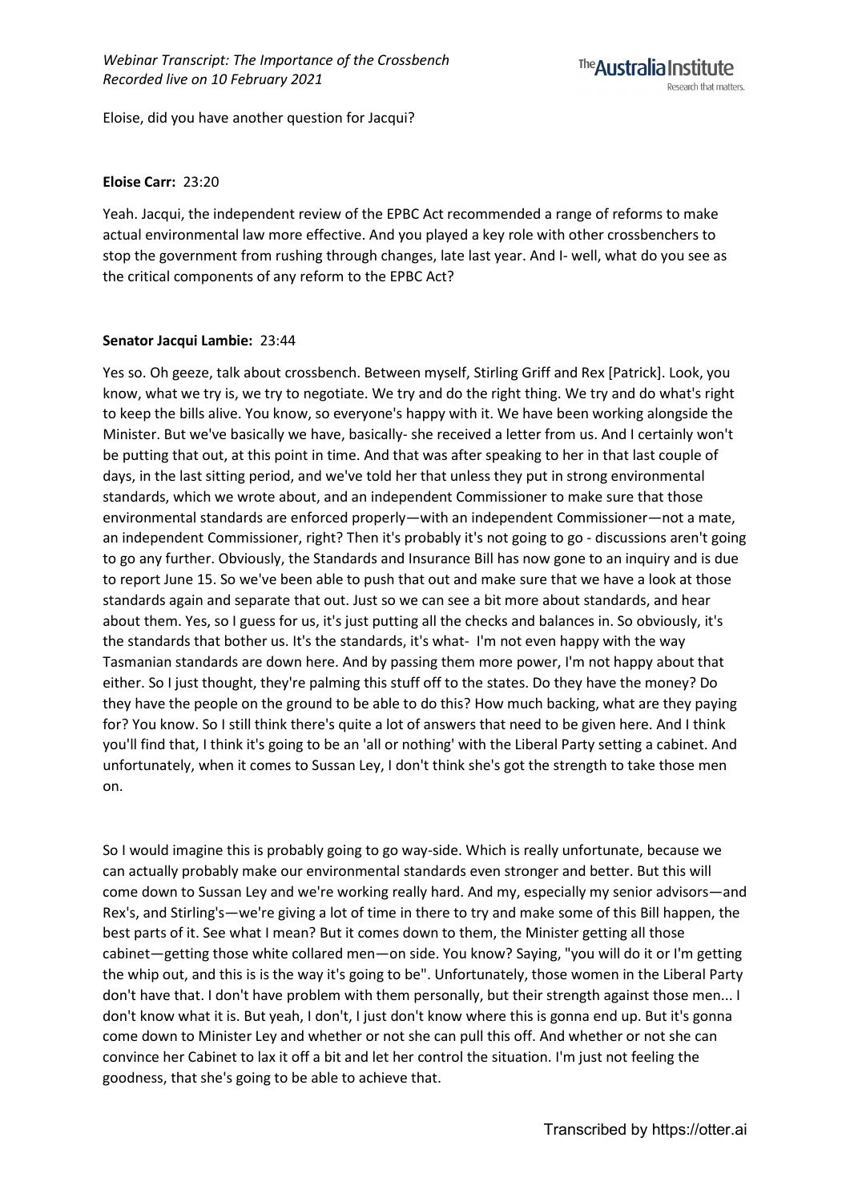Eloise, did you have another question for Jacqui?

**Eloise Carr:** 23:20

Yeah. Jacqui, the independent review of the EPBC Act recommended a range of reforms to make actual environmental law more effective. And you played a key role with other crossbenchers to stop the government from rushing through changes, late last year. And I- well, what do you see as the critical components of any reform to the EPBC Act?

**Senator Jacqui Lambie:** 23:44

Yes so. Oh geeze, talk about crossbench. Between myself, Stirling Griff and Rex [Patrick]. Look, you know, what we try is, we try to negotiate. We try and do the right thing. We try and do what's right to keep the bills alive. You know, so everyone's happy with it. We have been working alongside the Minister. But we've basically we have, basically- she received a letter from us. And I certainly won't be putting that out, at this point in time. And that was after speaking to her in that last couple of days, in the last sitting period, and we've told her that unless they put in strong environmental standards, which we wrote about, and an independent Commissioner to make sure that those environmental standards are enforced properly—with an independent Commissioner—not a mate, an independent Commissioner, right? Then it's probably it's not going to go - discussions aren't going to go any further. Obviously, the Standards and Insurance Bill has now gone to an inquiry and is due to report June 15. So we've been able to push that out and make sure that we have a look at those standards again and separate that out. Just so we can see a bit more about standards, and hear about them. Yes, so I guess for us, it's just putting all the checks and balances in. So obviously, it's the standards that bother us. It's the standards, it's what- I'm not even happy with the way Tasmanian standards are down here. And by passing them more power, I'm not happy about that either. So I just thought, they're palming this stuff off to the states. Do they have the money? Do they have the people on the ground to be able to do this? How much backing, what are they paying for? You know. So I still think there's quite a lot of answers that need to be given here. And I think you'll find that, I think it's going to be an 'all or nothing' with the Liberal Party setting a cabinet. And unfortunately, when it comes to Sussan Ley, I don't think she's got the strength to take those men on.

So I would imagine this is probably going to go way-side. Which is really unfortunate, because we can actually probably make our environmental standards even stronger and better. But this will come down to Sussan Ley and we're working really hard. And my, especially my senior advisors—and Rex's, and Stirling's—we're giving a lot of time in there to try and make some of this Bill happen, the best parts of it. See what I mean? But it comes down to them, the Minister getting all those cabinet—getting those white collared men—on side. You know? Saying, "you will do it or I'm getting the whip out, and this is is the way it's going to be". Unfortunately, those women in the Liberal Party don't have that. I don't have problem with them personally, but their strength against those men... I don't know what it is. But yeah, I don't, I just don't know where this is gonna end up. But it's gonna come down to Minister Ley and whether or not she can pull this off. And whether or not she can convince her Cabinet to lax it off a bit and let her control the situation. I'm just not feeling the goodness, that she's going to be able to achieve that.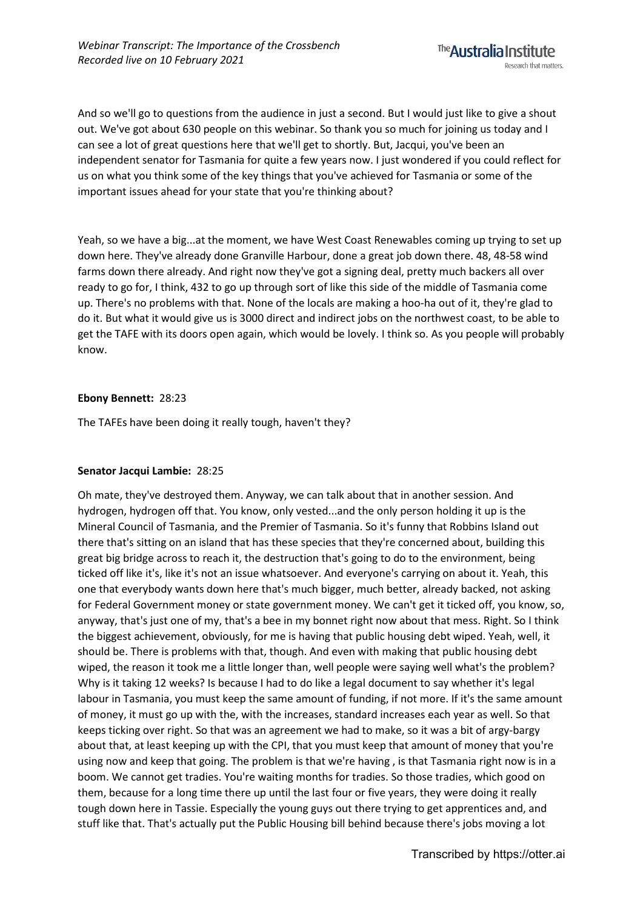And so we'll go to questions from the audience in just a second. But I would just like to give a shout out. We've got about 630 people on this webinar. So thank you so much for joining us today and I can see a lot of great questions here that we'll get to shortly. But, Jacqui, you've been an independent senator for Tasmania for quite a few years now. I just wondered if you could reflect for us on what you think some of the key things that you've achieved for Tasmania or some of the important issues ahead for your state that you're thinking about?

Yeah, so we have a big...at the moment, we have West Coast Renewables coming up trying to set up down here. They've already done Granville Harbour, done a great job down there. 48, 48-58 wind farms down there already. And right now they've got a signing deal, pretty much backers all over ready to go for, I think, 432 to go up through sort of like this side of the middle of Tasmania come up. There's no problems with that. None of the locals are making a hoo-ha out of it, they're glad to do it. But what it would give us is 3000 direct and indirect jobs on the northwest coast, to be able to get the TAFE with its doors open again, which would be lovely. I think so. As you people will probably know.

**Ebony Bennett:** 28:23

The TAFEs have been doing it really tough, haven't they?

**Senator Jacqui Lambie:** 28:25

Oh mate, they've destroyed them. Anyway, we can talk about that in another session. And hydrogen, hydrogen off that. You know, only vested...and the only person holding it up is the Mineral Council of Tasmania, and the Premier of Tasmania. So it's funny that Robbins Island out there that's sitting on an island that has these species that they're concerned about, building this great big bridge across to reach it, the destruction that's going to do to the environment, being ticked off like it's, like it's not an issue whatsoever. And everyone's carrying on about it. Yeah, this one that everybody wants down here that's much bigger, much better, already backed, not asking for Federal Government money or state government money. We can't get it ticked off, you know, so, anyway, that's just one of my, that's a bee in my bonnet right now about that mess. Right. So I think the biggest achievement, obviously, for me is having that public housing debt wiped. Yeah, well, it should be. There is problems with that, though. And even with making that public housing debt wiped, the reason it took me a little longer than, well people were saying well what's the problem? Why is it taking 12 weeks? Is because I had to do like a legal document to say whether it's legal labour in Tasmania, you must keep the same amount of funding, if not more. If it's the same amount of money, it must go up with the, with the increases, standard increases each year as well. So that keeps ticking over right. So that was an agreement we had to make, so it was a bit of argy-bargy about that, at least keeping up with the CPI, that you must keep that amount of money that you're using now and keep that going. The problem is that we're having , is that Tasmania right now is in a boom. We cannot get tradies. You're waiting months for tradies. So those tradies, which good on them, because for a long time there up until the last four or five years, they were doing it really tough down here in Tassie. Especially the young guys out there trying to get apprentices and, and stuff like that. That's actually put the Public Housing bill behind because there's jobs moving a lot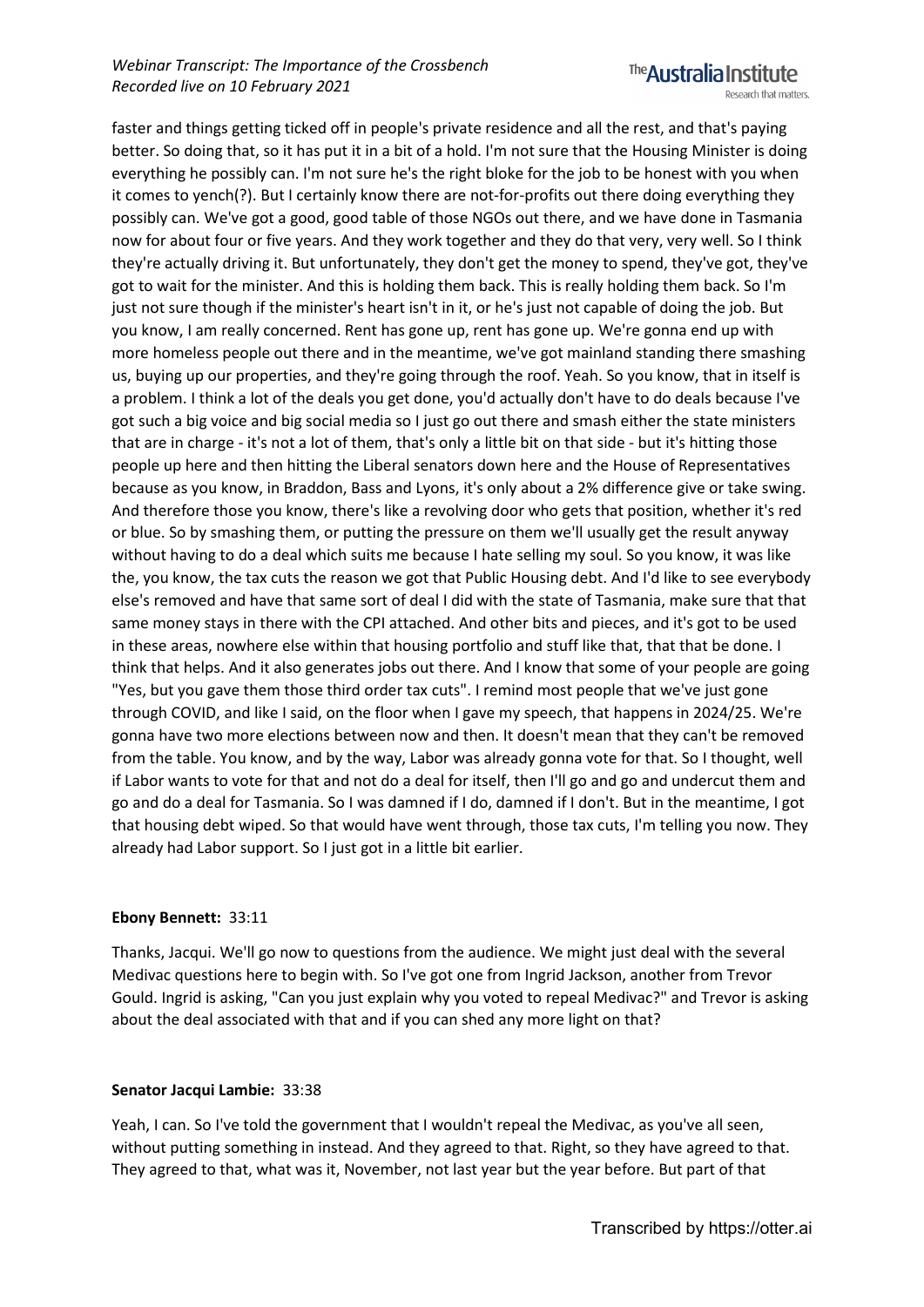faster and things getting ticked off in people's private residence and all the rest, and that's paying better. So doing that, so it has put it in a bit of a hold. I'm not sure that the Housing Minister is doing everything he possibly can. I'm not sure he's the right bloke for the job to be honest with you when it comes to yench(?). But I certainly know there are not-for-profits out there doing everything they possibly can. We've got a good, good table of those NGOs out there, and we have done in Tasmania now for about four or five years. And they work together and they do that very, very well. So I think they're actually driving it. But unfortunately, they don't get the money to spend, they've got, they've got to wait for the minister. And this is holding them back. This is really holding them back. So I'm just not sure though if the minister's heart isn't in it, or he's just not capable of doing the job. But you know, I am really concerned. Rent has gone up, rent has gone up. We're gonna end up with more homeless people out there and in the meantime, we've got mainland standing there smashing us, buying up our properties, and they're going through the roof. Yeah. So you know, that in itself is a problem. I think a lot of the deals you get done, you'd actually don't have to do deals because I've got such a big voice and big social media so I just go out there and smash either the state ministers that are in charge - it's not a lot of them, that's only a little bit on that side - but it's hitting those people up here and then hitting the Liberal senators down here and the House of Representatives because as you know, in Braddon, Bass and Lyons, it's only about a 2% difference give or take swing. And therefore those you know, there's like a revolving door who gets that position, whether it's red or blue. So by smashing them, or putting the pressure on them we'll usually get the result anyway without having to do a deal which suits me because I hate selling my soul. So you know, it was like the, you know, the tax cuts the reason we got that Public Housing debt. And I'd like to see everybody else's removed and have that same sort of deal I did with the state of Tasmania, make sure that that same money stays in there with the CPI attached. And other bits and pieces, and it's got to be used in these areas, nowhere else within that housing portfolio and stuff like that, that that be done. I think that helps. And it also generates jobs out there. And I know that some of your people are going "Yes, but you gave them those third order tax cuts". I remind most people that we've just gone through COVID, and like I said, on the floor when I gave my speech, that happens in 2024/25. We're gonna have two more elections between now and then. It doesn't mean that they can't be removed from the table. You know, and by the way, Labor was already gonna vote for that. So I thought, well if Labor wants to vote for that and not do a deal for itself, then I'll go and go and undercut them and go and do a deal for Tasmania. So I was damned if I do, damned if I don't. But in the meantime, I got that housing debt wiped. So that would have went through, those tax cuts, I'm telling you now. They already had Labor support. So I just got in a little bit earlier.

**Ebony Bennett:** 33:11

Thanks, Jacqui. We'll go now to questions from the audience. We might just deal with the several Medivac questions here to begin with. So I've got one from Ingrid Jackson, another from Trevor Gould. Ingrid is asking, "Can you just explain why you voted to repeal Medivac?" and Trevor is asking about the deal associated with that and if you can shed any more light on that?

**Senator Jacqui Lambie:** 33:38

Yeah, I can. So I've told the government that I wouldn't repeal the Medivac, as you've all seen, without putting something in instead. And they agreed to that. Right, so they have agreed to that. They agreed to that, what was it, November, not last year but the year before. But part of that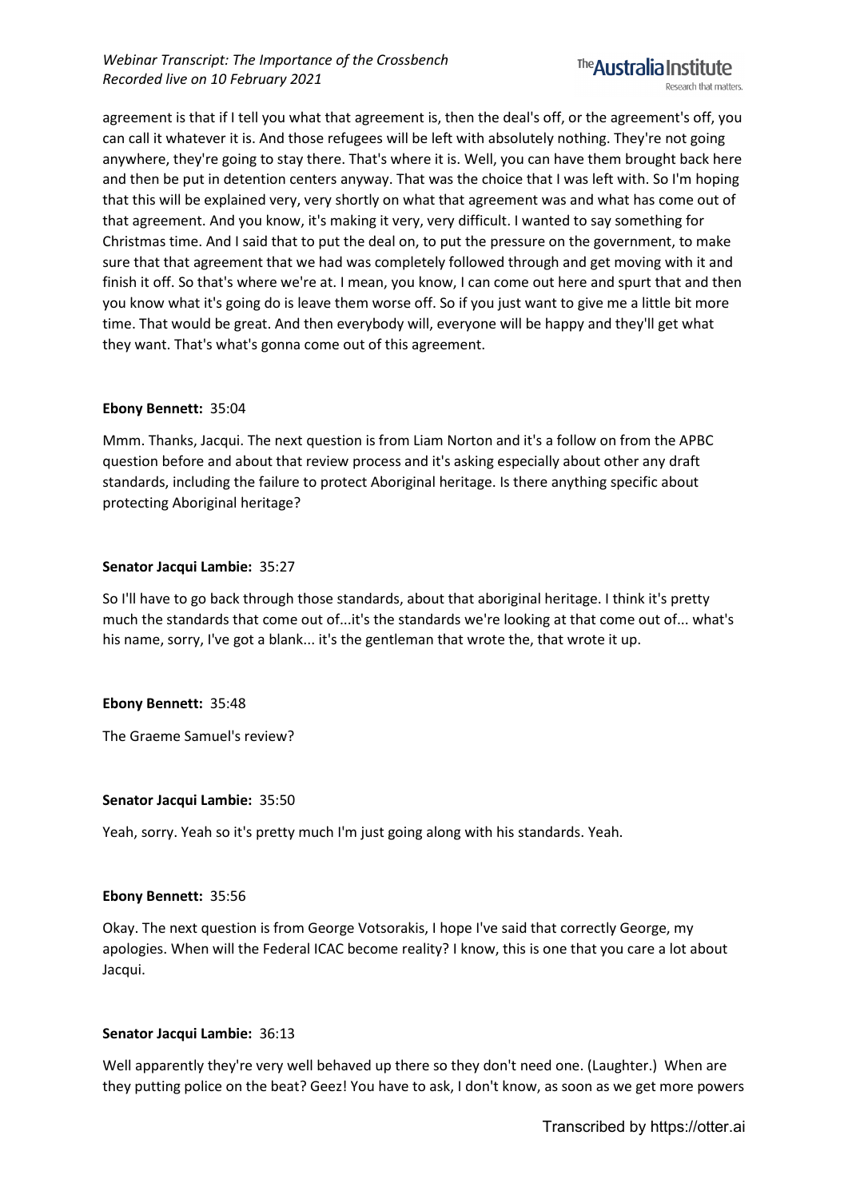agreement is that if I tell you what that agreement is, then the deal's off, or the agreement's off, you can call it whatever it is. And those refugees will be left with absolutely nothing. They're not going anywhere, they're going to stay there. That's where it is. Well, you can have them brought back here and then be put in detention centers anyway. That was the choice that I was left with. So I'm hoping that this will be explained very, very shortly on what that agreement was and what has come out of that agreement. And you know, it's making it very, very difficult. I wanted to say something for Christmas time. And I said that to put the deal on, to put the pressure on the government, to make sure that that agreement that we had was completely followed through and get moving with it and finish it off. So that's where we're at. I mean, you know, I can come out here and spurt that and then you know what it's going do is leave them worse off. So if you just want to give me a little bit more time. That would be great. And then everybody will, everyone will be happy and they'll get what they want. That's what's gonna come out of this agreement.

**Ebony Bennett:** 35:04

Mmm. Thanks, Jacqui. The next question is from Liam Norton and it's a follow on from the APBC question before and about that review process and it's asking especially about other any draft standards, including the failure to protect Aboriginal heritage. Is there anything specific about protecting Aboriginal heritage?

**Senator Jacqui Lambie:** 35:27

So I'll have to go back through those standards, about that aboriginal heritage. I think it's pretty much the standards that come out of...it's the standards we're looking at that come out of... what's his name, sorry, I've got a blank... it's the gentleman that wrote the, that wrote it up.

**Ebony Bennett:** 35:48

The Graeme Samuel's review?

**Senator Jacqui Lambie:** 35:50

Yeah, sorry. Yeah so it's pretty much I'm just going along with his standards. Yeah.

**Ebony Bennett:** 35:56

Okay. The next question is from George Votsorakis, I hope I've said that correctly George, my apologies. When will the Federal ICAC become reality? I know, this is one that you care a lot about Jacqui.

**Senator Jacqui Lambie:** 36:13

Well apparently they're very well behaved up there so they don't need one. (Laughter.) When are they putting police on the beat? Geez! You have to ask, I don't know, as soon as we get more powers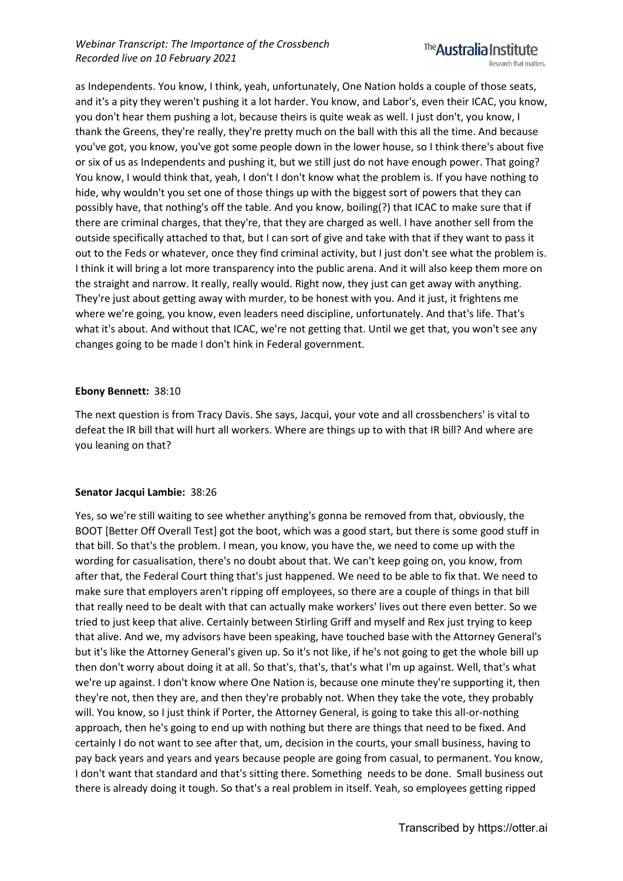as Independents. You know, I think, yeah, unfortunately, One Nation holds a couple of those seats, and it's a pity they weren't pushing it a lot harder. You know, and Labor's, even their ICAC, you know, you don't hear them pushing a lot, because theirs is quite weak as well. I just don't, you know, I thank the Greens, they're really, they're pretty much on the ball with this all the time. And because you've got, you know, you've got some people down in the lower house, so I think there's about five or six of us as Independents and pushing it, but we still just do not have enough power. That going? You know, I would think that, yeah, I don't I don't know what the problem is. If you have nothing to hide, why wouldn't you set one of those things up with the biggest sort of powers that they can possibly have, that nothing's off the table. And you know, boiling(?) that ICAC to make sure that if there are criminal charges, that they're, that they are charged as well. I have another sell from the outside specifically attached to that, but I can sort of give and take with that if they want to pass it out to the Feds or whatever, once they find criminal activity, but I just don't see what the problem is. I think it will bring a lot more transparency into the public arena. And it will also keep them more on the straight and narrow. It really, really would. Right now, they just can get away with anything. They're just about getting away with murder, to be honest with you. And it just, it frightens me where we're going, you know, even leaders need discipline, unfortunately. And that's life. That's what it's about. And without that ICAC, we're not getting that. Until we get that, you won't see any changes going to be made I don't hink in Federal government.

**Ebony Bennett:** 38:10

The next question is from Tracy Davis. She says, Jacqui, your vote and all crossbenchers' is vital to defeat the IR bill that will hurt all workers. Where are things up to with that IR bill? And where are you leaning on that?

**Senator Jacqui Lambie:** 38:26

Yes, so we're still waiting to see whether anything's gonna be removed from that, obviously, the BOOT [Better Off Overall Test] got the boot, which was a good start, but there is some good stuff in that bill. So that's the problem. I mean, you know, you have the, we need to come up with the wording for casualisation, there's no doubt about that. We can't keep going on, you know, from after that, the Federal Court thing that's just happened. We need to be able to fix that. We need to make sure that employers aren't ripping off employees, so there are a couple of things in that bill that really need to be dealt with that can actually make workers' lives out there even better. So we tried to just keep that alive. Certainly between Stirling Griff and myself and Rex just trying to keep that alive. And we, my advisors have been speaking, have touched base with the Attorney General's but it's like the Attorney General's given up. So it's not like, if he's not going to get the whole bill up then don't worry about doing it at all. So that's, that's, that's what I'm up against. Well, that's what we're up against. I don't know where One Nation is, because one minute they're supporting it, then they're not, then they are, and then they're probably not. When they take the vote, they probably will. You know, so I just think if Porter, the Attorney General, is going to take this all-or-nothing approach, then he's going to end up with nothing but there are things that need to be fixed. And certainly I do not want to see after that, um, decision in the courts, your small business, having to pay back years and years and years because people are going from casual, to permanent. You know, I don't want that standard and that's sitting there. Something needs to be done. Small business out there is already doing it tough. So that's a real problem in itself. Yeah, so employees getting ripped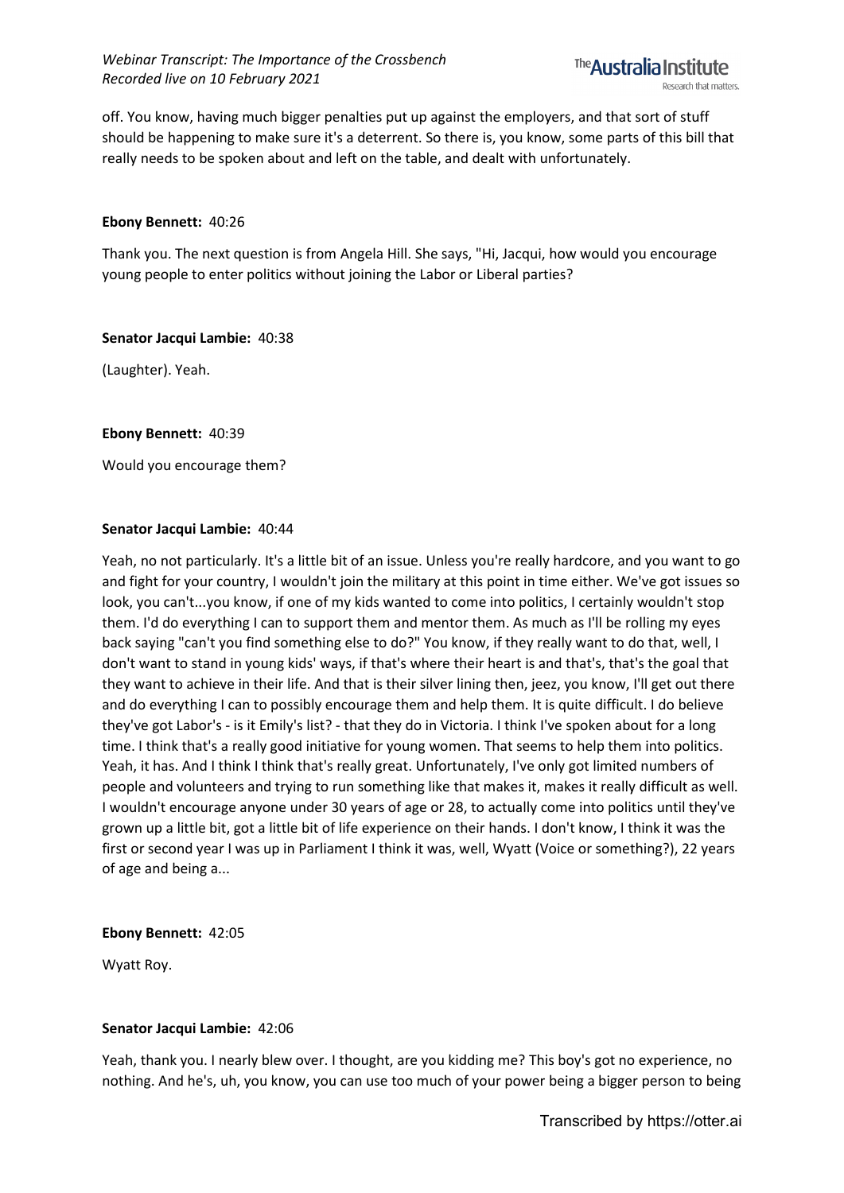off. You know, having much bigger penalties put up against the employers, and that sort of stuff should be happening to make sure it's a deterrent. So there is, you know, some parts of this bill that really needs to be spoken about and left on the table, and dealt with unfortunately.

**Ebony Bennett:** 40:26

Thank you. The next question is from Angela Hill. She says, "Hi, Jacqui, how would you encourage young people to enter politics without joining the Labor or Liberal parties?

**Senator Jacqui Lambie:** 40:38

(Laughter). Yeah.

**Ebony Bennett:** 40:39

Would you encourage them?

**Senator Jacqui Lambie:** 40:44

Yeah, no not particularly. It's a little bit of an issue. Unless you're really hardcore, and you want to go and fight for your country, I wouldn't join the military at this point in time either. We've got issues so look, you can't...you know, if one of my kids wanted to come into politics, I certainly wouldn't stop them. I'd do everything I can to support them and mentor them. As much as I'll be rolling my eyes back saying "can't you find something else to do?" You know, if they really want to do that, well, I don't want to stand in young kids' ways, if that's where their heart is and that's, that's the goal that they want to achieve in their life. And that is their silver lining then, jeez, you know, I'll get out there and do everything I can to possibly encourage them and help them. It is quite difficult. I do believe they've got Labor's - is it Emily's list? - that they do in Victoria. I think I've spoken about for a long time. I think that's a really good initiative for young women. That seems to help them into politics. Yeah, it has. And I think I think that's really great. Unfortunately, I've only got limited numbers of people and volunteers and trying to run something like that makes it, makes it really difficult as well. I wouldn't encourage anyone under 30 years of age or 28, to actually come into politics until they've grown up a little bit, got a little bit of life experience on their hands. I don't know, I think it was the first or second year I was up in Parliament I think it was, well, Wyatt (Voice or something?), 22 years of age and being a...

**Ebony Bennett:** 42:05

Wyatt Roy.

**Senator Jacqui Lambie:** 42:06

Yeah, thank you. I nearly blew over. I thought, are you kidding me? This boy's got no experience, no nothing. And he's, uh, you know, you can use too much of your power being a bigger person to being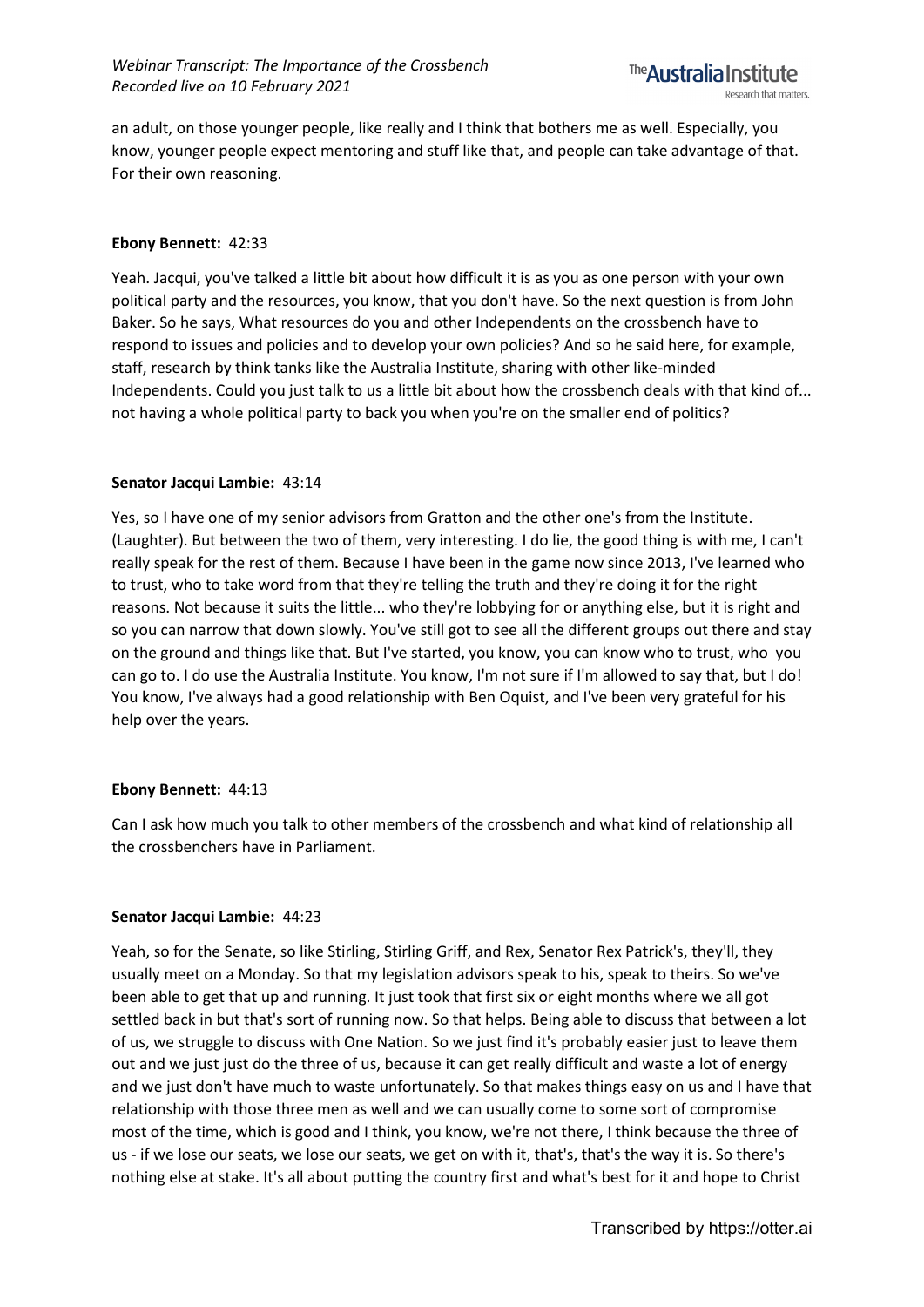an adult, on those younger people, like really and I think that bothers me as well. Especially, you know, younger people expect mentoring and stuff like that, and people can take advantage of that. For their own reasoning.

**Ebony Bennett:** 42:33

Yeah. Jacqui, you've talked a little bit about how difficult it is as you as one person with your own political party and the resources, you know, that you don't have. So the next question is from John Baker. So he says, What resources do you and other Independents on the crossbench have to respond to issues and policies and to develop your own policies? And so he said here, for example, staff, research by think tanks like the Australia Institute, sharing with other like-minded Independents. Could you just talk to us a little bit about how the crossbench deals with that kind of... not having a whole political party to back you when you're on the smaller end of politics?

**Senator Jacqui Lambie:** 43:14

Yes, so I have one of my senior advisors from Gratton and the other one's from the Institute. (Laughter). But between the two of them, very interesting. I do lie, the good thing is with me, I can't really speak for the rest of them. Because I have been in the game now since 2013, I've learned who to trust, who to take word from that they're telling the truth and they're doing it for the right reasons. Not because it suits the little... who they're lobbying for or anything else, but it is right and so you can narrow that down slowly. You've still got to see all the different groups out there and stay on the ground and things like that. But I've started, you know, you can know who to trust, who you can go to. I do use the Australia Institute. You know, I'm not sure if I'm allowed to say that, but I do! You know, I've always had a good relationship with Ben Oquist, and I've been very grateful for his help over the years.

**Ebony Bennett:** 44:13

Can I ask how much you talk to other members of the crossbench and what kind of relationship all the crossbenchers have in Parliament.

**Senator Jacqui Lambie:** 44:23

Yeah, so for the Senate, so like Stirling, Stirling Griff, and Rex, Senator Rex Patrick's, they'll, they usually meet on a Monday. So that my legislation advisors speak to his, speak to theirs. So we've been able to get that up and running. It just took that first six or eight months where we all got settled back in but that's sort of running now. So that helps. Being able to discuss that between a lot of us, we struggle to discuss with One Nation. So we just find it's probably easier just to leave them out and we just just do the three of us, because it can get really difficult and waste a lot of energy and we just don't have much to waste unfortunately. So that makes things easy on us and I have that relationship with those three men as well and we can usually come to some sort of compromise most of the time, which is good and I think, you know, we're not there, I think because the three of us - if we lose our seats, we lose our seats, we get on with it, that's, that's the way it is. So there's nothing else at stake. It's all about putting the country first and what's best for it and hope to Christ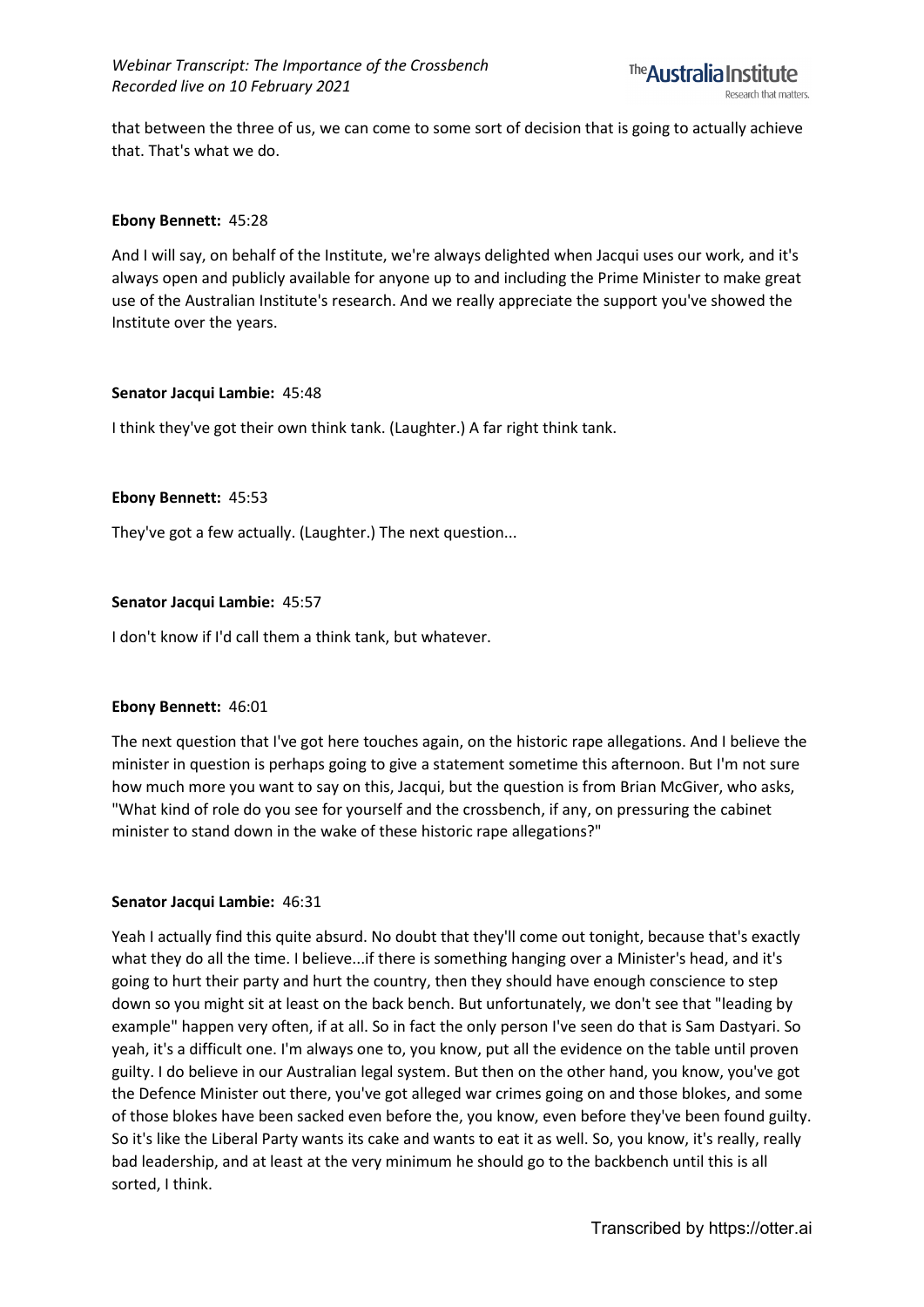that between the three of us, we can come to some sort of decision that is going to actually achieve that. That's what we do.

**Ebony Bennett:** 45:28

And I will say, on behalf of the Institute, we're always delighted when Jacqui uses our work, and it's always open and publicly available for anyone up to and including the Prime Minister to make great use of the Australian Institute's research. And we really appreciate the support you've showed the Institute over the years.

**Senator Jacqui Lambie:** 45:48

I think they've got their own think tank. (Laughter.) A far right think tank.

**Ebony Bennett:** 45:53

They've got a few actually. (Laughter.) The next question...

**Senator Jacqui Lambie:** 45:57

I don't know if I'd call them a think tank, but whatever.

**Ebony Bennett:** 46:01

The next question that I've got here touches again, on the historic rape allegations. And I believe the minister in question is perhaps going to give a statement sometime this afternoon. But I'm not sure how much more you want to say on this, Jacqui, but the question is from Brian McGiver, who asks, "What kind of role do you see for yourself and the crossbench, if any, on pressuring the cabinet minister to stand down in the wake of these historic rape allegations?"

**Senator Jacqui Lambie:** 46:31

Yeah I actually find this quite absurd. No doubt that they'll come out tonight, because that's exactly what they do all the time. I believe...if there is something hanging over a Minister's head, and it's going to hurt their party and hurt the country, then they should have enough conscience to step down so you might sit at least on the back bench. But unfortunately, we don't see that "leading by example" happen very often, if at all. So in fact the only person I've seen do that is Sam Dastyari. So yeah, it's a difficult one. I'm always one to, you know, put all the evidence on the table until proven guilty. I do believe in our Australian legal system. But then on the other hand, you know, you've got the Defence Minister out there, you've got alleged war crimes going on and those blokes, and some of those blokes have been sacked even before the, you know, even before they've been found guilty. So it's like the Liberal Party wants its cake and wants to eat it as well. So, you know, it's really, really bad leadership, and at least at the very minimum he should go to the backbench until this is all sorted, I think.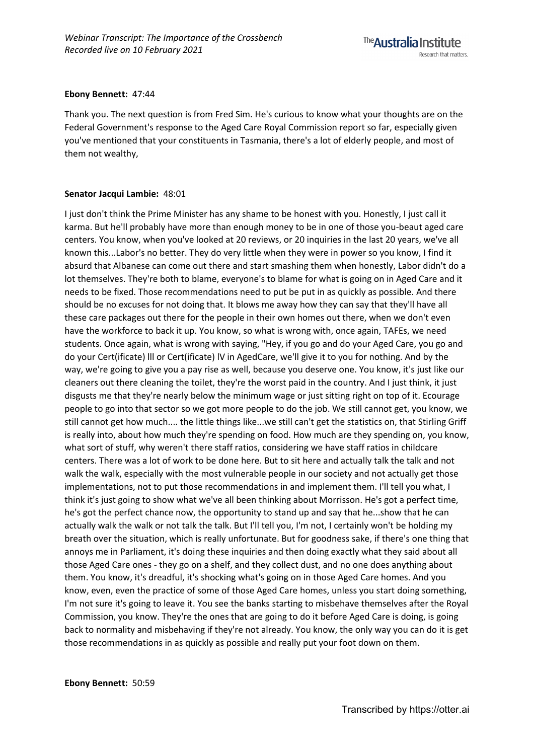**Ebony Bennett:** 47:44

Thank you. The next question is from Fred Sim. He's curious to know what your thoughts are on the Federal Government's response to the Aged Care Royal Commission report so far, especially given you've mentioned that your constituents in Tasmania, there's a lot of elderly people, and most of them not wealthy,

**Senator Jacqui Lambie:** 48:01

I just don't think the Prime Minister has any shame to be honest with you. Honestly, I just call it karma. But he'll probably have more than enough money to be in one of those you-beaut aged care centers. You know, when you've looked at 20 reviews, or 20 inquiries in the last 20 years, we've all known this...Labor's no better. They do very little when they were in power so you know, I find it absurd that Albanese can come out there and start smashing them when honestly, Labor didn't do a lot themselves. They're both to blame, everyone's to blame for what is going on in Aged Care and it needs to be fixed. Those recommendations need to put be put in as quickly as possible. And there should be no excuses for not doing that. It blows me away how they can say that they'll have all these care packages out there for the people in their own homes out there, when we don't even have the workforce to back it up. You know, so what is wrong with, once again, TAFEs, we need students. Once again, what is wrong with saying, "Hey, if you go and do your Aged Care, you go and do your Cert(ificate) lll or Cert(ificate) lV in AgedCare, we'll give it to you for nothing. And by the way, we're going to give you a pay rise as well, because you deserve one. You know, it's just like our cleaners out there cleaning the toilet, they're the worst paid in the country. And I just think, it just disgusts me that they're nearly below the minimum wage or just sitting right on top of it. Ecourage people to go into that sector so we got more people to do the job. We still cannot get, you know, we still cannot get how much.... the little things like...we still can't get the statistics on, that Stirling Griff is really into, about how much they're spending on food. How much are they spending on, you know, what sort of stuff, why weren't there staff ratios, considering we have staff ratios in childcare centers. There was a lot of work to be done here. But to sit here and actually talk the talk and not walk the walk, especially with the most vulnerable people in our society and not actually get those implementations, not to put those recommendations in and implement them. I'll tell you what, I think it's just going to show what we've all been thinking about Morrisson. He's got a perfect time, he's got the perfect chance now, the opportunity to stand up and say that he...show that he can actually walk the walk or not talk the talk. But I'll tell you, I'm not, I certainly won't be holding my breath over the situation, which is really unfortunate. But for goodness sake, if there's one thing that annoys me in Parliament, it's doing these inquiries and then doing exactly what they said about all those Aged Care ones - they go on a shelf, and they collect dust, and no one does anything about them. You know, it's dreadful, it's shocking what's going on in those Aged Care homes. And you know, even, even the practice of some of those Aged Care homes, unless you start doing something, I'm not sure it's going to leave it. You see the banks starting to misbehave themselves after the Royal Commission, you know. They're the ones that are going to do it before Aged Care is doing, is going back to normality and misbehaving if they're not already. You know, the only way you can do it is get those recommendations in as quickly as possible and really put your foot down on them.

**Ebony Bennett:** 50:59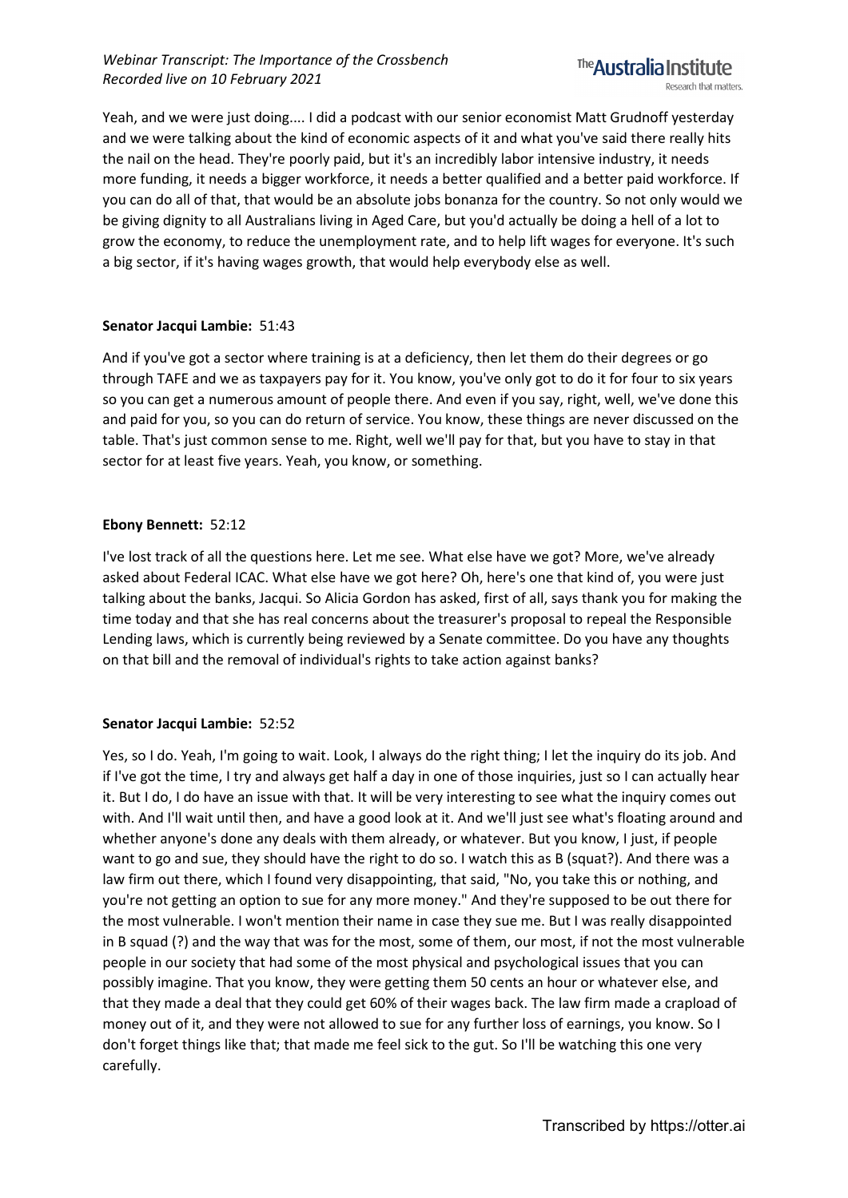Yeah, and we were just doing.... I did a podcast with our senior economist Matt Grudnoff yesterday and we were talking about the kind of economic aspects of it and what you've said there really hits the nail on the head. They're poorly paid, but it's an incredibly labor intensive industry, it needs more funding, it needs a bigger workforce, it needs a better qualified and a better paid workforce. If you can do all of that, that would be an absolute jobs bonanza for the country. So not only would we be giving dignity to all Australians living in Aged Care, but you'd actually be doing a hell of a lot to grow the economy, to reduce the unemployment rate, and to help lift wages for everyone. It's such a big sector, if it's having wages growth, that would help everybody else as well.

**Senator Jacqui Lambie:** 51:43

And if you've got a sector where training is at a deficiency, then let them do their degrees or go through TAFE and we as taxpayers pay for it. You know, you've only got to do it for four to six years so you can get a numerous amount of people there. And even if you say, right, well, we've done this and paid for you, so you can do return of service. You know, these things are never discussed on the table. That's just common sense to me. Right, well we'll pay for that, but you have to stay in that sector for at least five years. Yeah, you know, or something.

**Ebony Bennett:** 52:12

I've lost track of all the questions here. Let me see. What else have we got? More, we've already asked about Federal ICAC. What else have we got here? Oh, here's one that kind of, you were just talking about the banks, Jacqui. So Alicia Gordon has asked, first of all, says thank you for making the time today and that she has real concerns about the treasurer's proposal to repeal the Responsible Lending laws, which is currently being reviewed by a Senate committee. Do you have any thoughts on that bill and the removal of individual's rights to take action against banks?

**Senator Jacqui Lambie:** 52:52

Yes, so I do. Yeah, I'm going to wait. Look, I always do the right thing; I let the inquiry do its job. And if I've got the time, I try and always get half a day in one of those inquiries, just so I can actually hear it. But I do, I do have an issue with that. It will be very interesting to see what the inquiry comes out with. And I'll wait until then, and have a good look at it. And we'll just see what's floating around and whether anyone's done any deals with them already, or whatever. But you know, I just, if people want to go and sue, they should have the right to do so. I watch this as B (squat?). And there was a law firm out there, which I found very disappointing, that said, "No, you take this or nothing, and you're not getting an option to sue for any more money." And they're supposed to be out there for the most vulnerable. I won't mention their name in case they sue me. But I was really disappointed in B squad (?) and the way that was for the most, some of them, our most, if not the most vulnerable people in our society that had some of the most physical and psychological issues that you can possibly imagine. That you know, they were getting them 50 cents an hour or whatever else, and that they made a deal that they could get 60% of their wages back. The law firm made a crapload of money out of it, and they were not allowed to sue for any further loss of earnings, you know. So I don't forget things like that; that made me feel sick to the gut. So I'll be watching this one very carefully.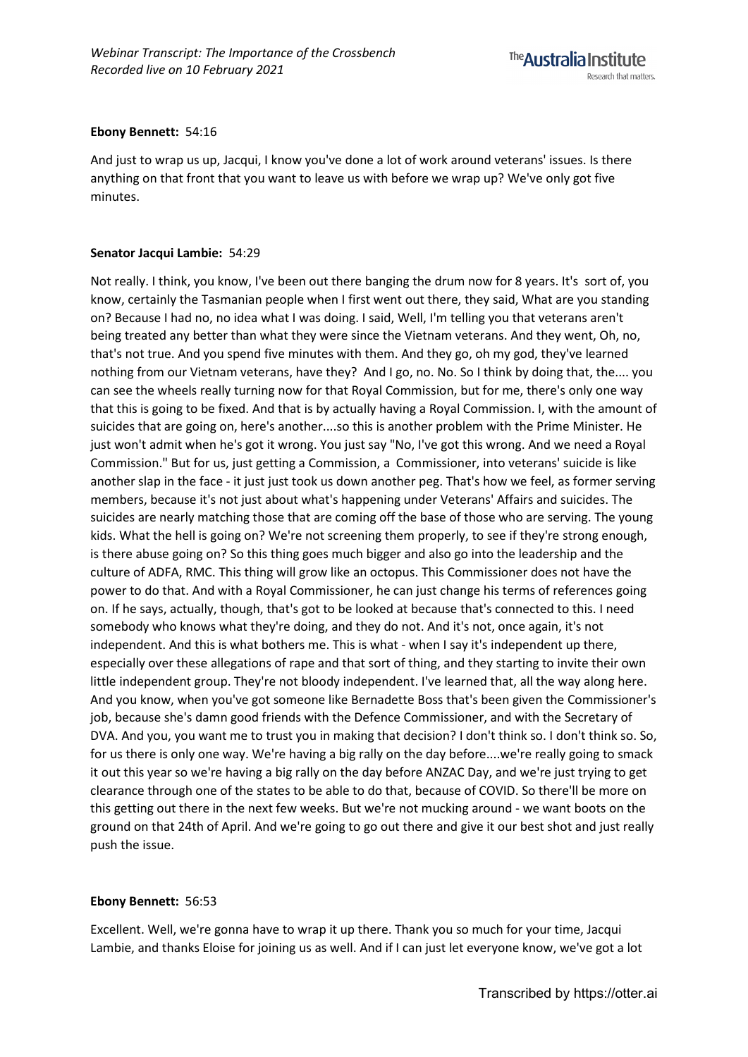**Ebony Bennett:** 54:16

And just to wrap us up, Jacqui, I know you've done a lot of work around veterans' issues. Is there anything on that front that you want to leave us with before we wrap up? We've only got five minutes.

**Senator Jacqui Lambie:** 54:29

Not really. I think, you know, I've been out there banging the drum now for 8 years. It's sort of, you know, certainly the Tasmanian people when I first went out there, they said, What are you standing on? Because I had no, no idea what I was doing. I said, Well, I'm telling you that veterans aren't being treated any better than what they were since the Vietnam veterans. And they went, Oh, no, that's not true. And you spend five minutes with them. And they go, oh my god, they've learned nothing from our Vietnam veterans, have they? And I go, no. No. So I think by doing that, the.... you can see the wheels really turning now for that Royal Commission, but for me, there's only one way that this is going to be fixed. And that is by actually having a Royal Commission. I, with the amount of suicides that are going on, here's another....so this is another problem with the Prime Minister. He just won't admit when he's got it wrong. You just say "No, I've got this wrong. And we need a Royal Commission." But for us, just getting a Commission, a Commissioner, into veterans' suicide is like another slap in the face - it just just took us down another peg. That's how we feel, as former serving members, because it's not just about what's happening under Veterans' Affairs and suicides. The suicides are nearly matching those that are coming off the base of those who are serving. The young kids. What the hell is going on? We're not screening them properly, to see if they're strong enough, is there abuse going on? So this thing goes much bigger and also go into the leadership and the culture of ADFA, RMC. This thing will grow like an octopus. This Commissioner does not have the power to do that. And with a Royal Commissioner, he can just change his terms of references going on. If he says, actually, though, that's got to be looked at because that's connected to this. I need somebody who knows what they're doing, and they do not. And it's not, once again, it's not independent. And this is what bothers me. This is what - when I say it's independent up there, especially over these allegations of rape and that sort of thing, and they starting to invite their own little independent group. They're not bloody independent. I've learned that, all the way along here. And you know, when you've got someone like Bernadette Boss that's been given the Commissioner's job, because she's damn good friends with the Defence Commissioner, and with the Secretary of DVA. And you, you want me to trust you in making that decision? I don't think so. I don't think so. So, for us there is only one way. We're having a big rally on the day before....we're really going to smack it out this year so we're having a big rally on the day before ANZAC Day, and we're just trying to get clearance through one of the states to be able to do that, because of COVID. So there'll be more on this getting out there in the next few weeks. But we're not mucking around - we want boots on the ground on that 24th of April. And we're going to go out there and give it our best shot and just really push the issue.

**Ebony Bennett:** 56:53

Excellent. Well, we're gonna have to wrap it up there. Thank you so much for your time, Jacqui Lambie, and thanks Eloise for joining us as well. And if I can just let everyone know, we've got a lot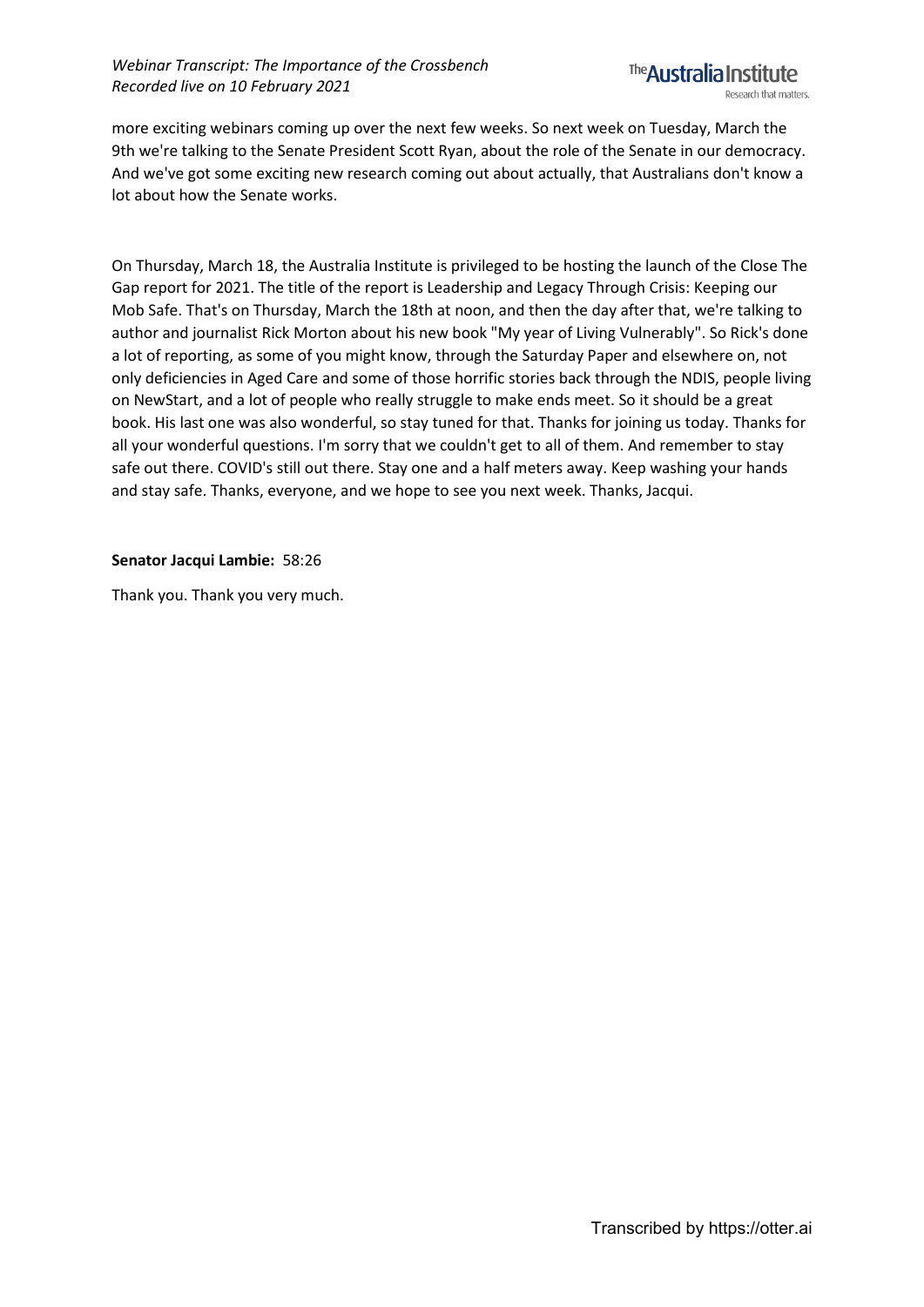more exciting webinars coming up over the next few weeks. So next week on Tuesday, March the 9th we're talking to the Senate President Scott Ryan, about the role of the Senate in our democracy. And we've got some exciting new research coming out about actually, that Australians don't know a lot about how the Senate works.

On Thursday, March 18, the Australia Institute is privileged to be hosting the launch of the Close The Gap report for 2021. The title of the report is Leadership and Legacy Through Crisis: Keeping our Mob Safe. That's on Thursday, March the 18th at noon, and then the day after that, we're talking to author and journalist Rick Morton about his new book "My year of Living Vulnerably". So Rick's done a lot of reporting, as some of you might know, through the Saturday Paper and elsewhere on, not only deficiencies in Aged Care and some of those horrific stories back through the NDIS, people living on NewStart, and a lot of people who really struggle to make ends meet. So it should be a great book. His last one was also wonderful, so stay tuned for that. Thanks for joining us today. Thanks for all your wonderful questions. I'm sorry that we couldn't get to all of them. And remember to stay safe out there. COVID's still out there. Stay one and a half meters away. Keep washing your hands and stay safe. Thanks, everyone, and we hope to see you next week. Thanks, Jacqui.

**Senator Jacqui Lambie:** 58:26

Thank you. Thank you very much.

Transcribed by https://otter.ai